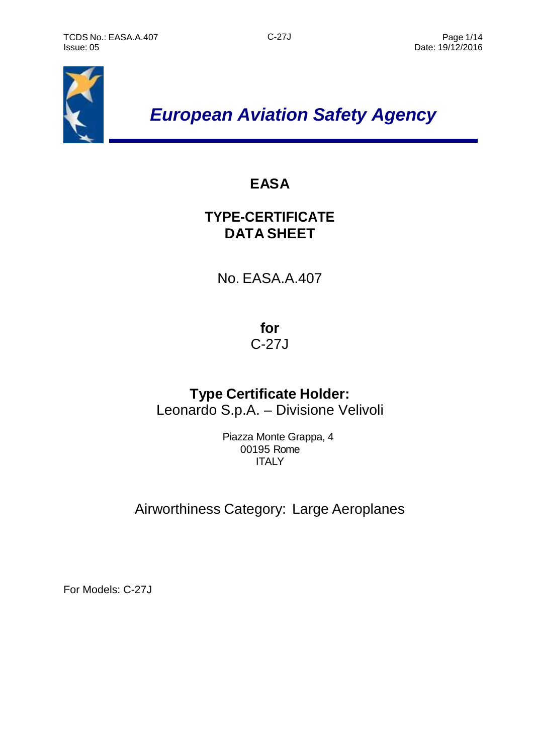# European Aviation Safety Agency

## EASA

## TYPE-CERTIFICATE DATA SHEET

No. EASA.A.407

**for**

C-27J

**Type Certificate Holder:**

Leonardo S.p.A. – Divisione Velivoli

Piazza Monte Grappa, 4
00195 Rome
ITALY

Airworthiness Category: Large Aeroplanes

For Models: C-27J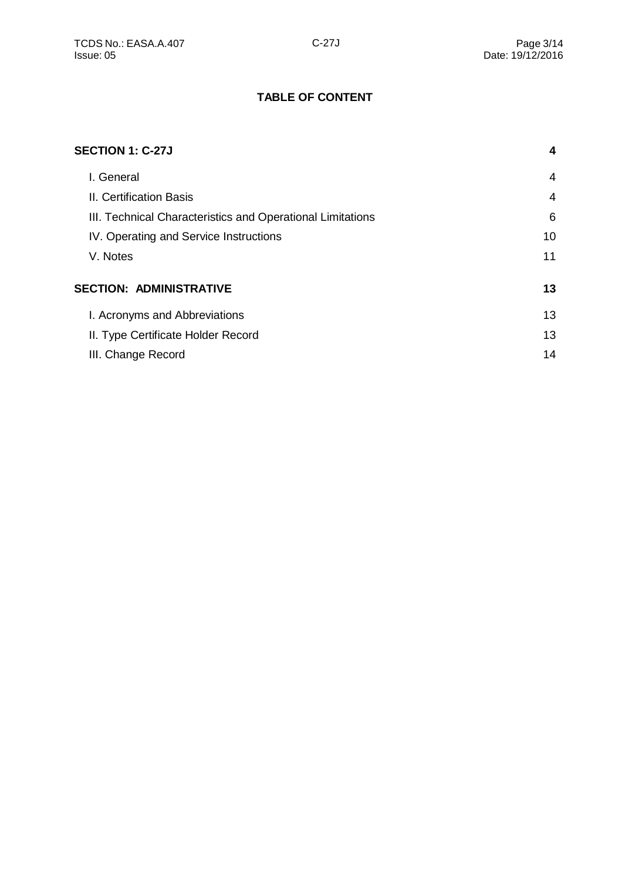**TABLE OF CONTENT**

| | |
|---|---|
| **SECTION 1: C-27J** | **4** |
| I. General | 4 |
| II. Certification Basis | 4 |
| III. Technical Characteristics and Operational Limitations | 6 |
| IV. Operating and Service Instructions | 10 |
| V. Notes | 11 |
| **SECTION: ADMINISTRATIVE** | **13** |
| I. Acronyms and Abbreviations | 13 |
| II. Type Certificate Holder Record | 13 |
| III. Change Record | 14 |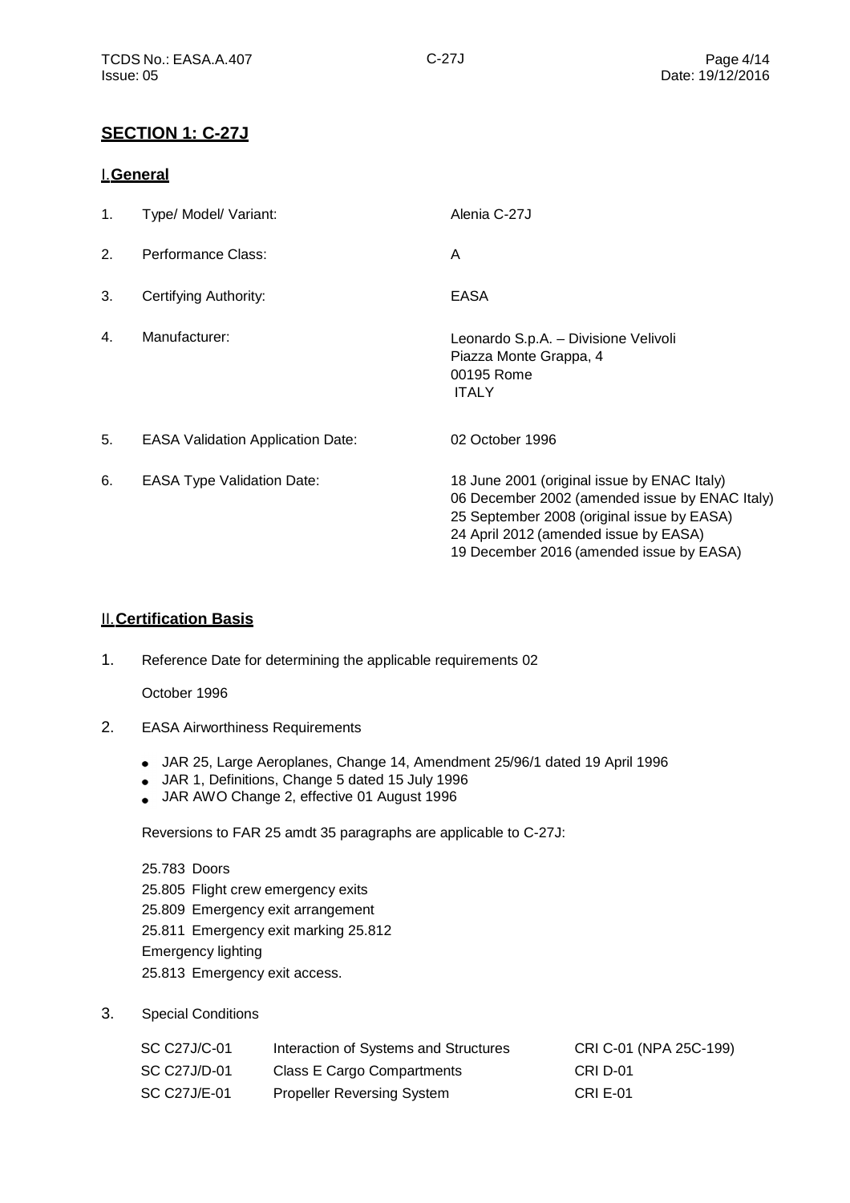## SECTION 1: C-27J

### I. General

| | | |
|---|---|---|
| 1. | Type/ Model/ Variant: | Alenia C-27J |
| 2. | Performance Class: | A |
| 3. | Certifying Authority: | EASA |
| 4. | Manufacturer: | Leonardo S.p.A. – Divisione Velivoli<br>Piazza Monte Grappa, 4<br>00195 Rome<br>ITALY |
| 5. | EASA Validation Application Date: | 02 October 1996 |
| 6. | EASA Type Validation Date: | 18 June 2001 (original issue by ENAC Italy)<br>06 December 2002 (amended issue by ENAC Italy)<br>25 September 2008 (original issue by EASA)<br>24 April 2012 (amended issue by EASA)<br>19 December 2016 (amended issue by EASA) |

### II. Certification Basis

1. Reference Date for determining the applicable requirements 02

   October 1996

2. EASA Airworthiness Requirements

   - JAR 25, Large Aeroplanes, Change 14, Amendment 25/96/1 dated 19 April 1996
   - JAR 1, Definitions, Change 5 dated 15 July 1996
   - JAR AWO Change 2, effective 01 August 1996

   Reversions to FAR 25 amdt 35 paragraphs are applicable to C-27J:

   25.783 Doors
   25.805 Flight crew emergency exits
   25.809 Emergency exit arrangement
   25.811 Emergency exit marking 25.812
   Emergency lighting
   25.813 Emergency exit access.

3. Special Conditions

| | | |
|---|---|---|
| SC C27J/C-01 | Interaction of Systems and Structures | CRI C-01 (NPA 25C-199) |
| SC C27J/D-01 | Class E Cargo Compartments | CRI D-01 |
| SC C27J/E-01 | Propeller Reversing System | CRI E-01 |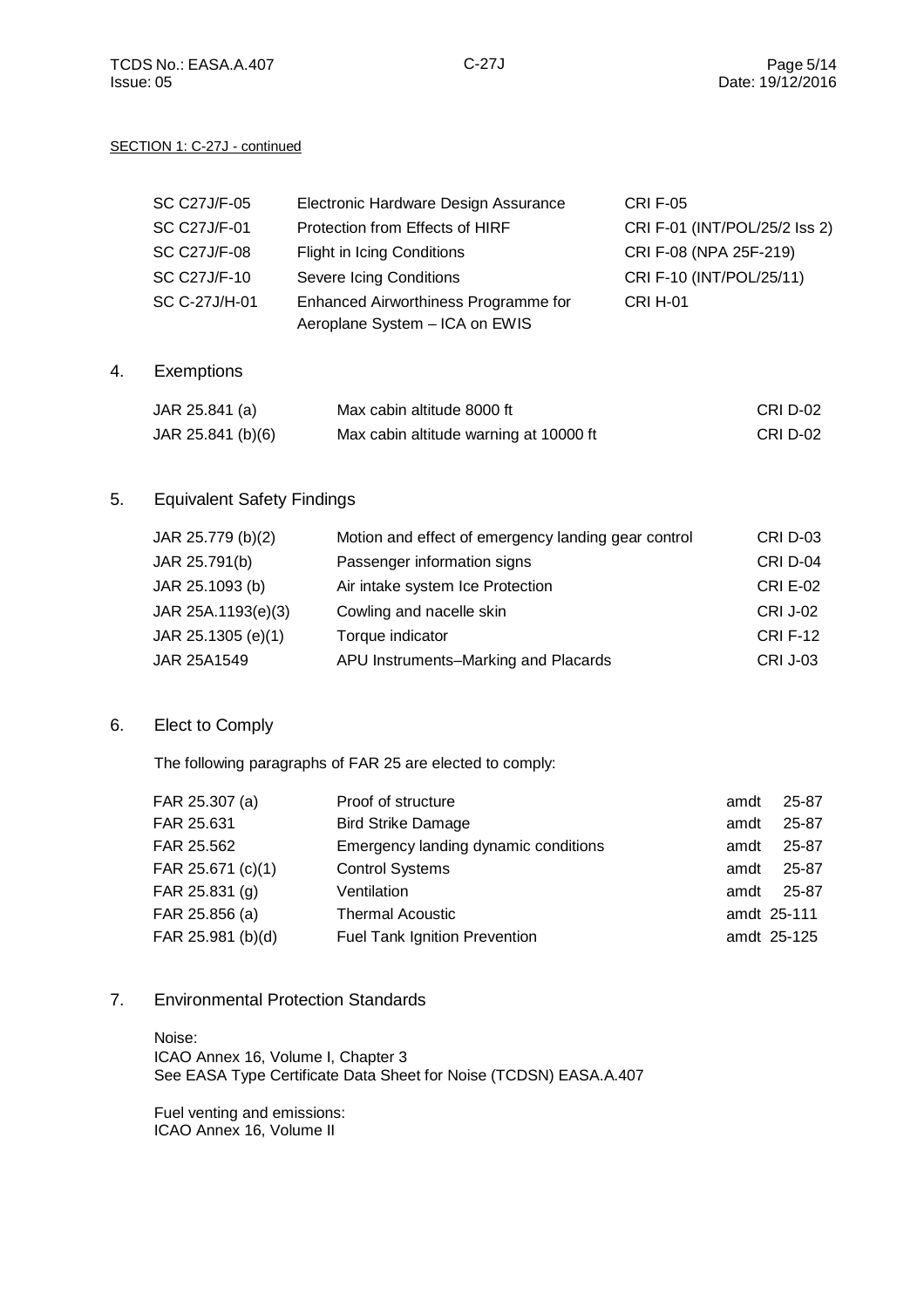SECTION 1: C-27J - continued

| | | |
|---|---|---|
| SC C27J/F-05 | Electronic Hardware Design Assurance | CRI F-05 |
| SC C27J/F-01 | Protection from Effects of HIRF | CRI F-01 (INT/POL/25/2 Iss 2) |
| SC C27J/F-08 | Flight in Icing Conditions | CRI F-08 (NPA 25F-219) |
| SC C27J/F-10 | Severe Icing Conditions | CRI F-10 (INT/POL/25/11) |
| SC C-27J/H-01 | Enhanced Airworthiness Programme for Aeroplane System – ICA on EWIS | CRI H-01 |

## 4. Exemptions

| | | |
|---|---|---|
| JAR 25.841 (a) | Max cabin altitude 8000 ft | CRI D-02 |
| JAR 25.841 (b)(6) | Max cabin altitude warning at 10000 ft | CRI D-02 |

## 5. Equivalent Safety Findings

| | | |
|---|---|---|
| JAR 25.779 (b)(2) | Motion and effect of emergency landing gear control | CRI D-03 |
| JAR 25.791(b) | Passenger information signs | CRI D-04 |
| JAR 25.1093 (b) | Air intake system Ice Protection | CRI E-02 |
| JAR 25A.1193(e)(3) | Cowling and nacelle skin | CRI J-02 |
| JAR 25.1305 (e)(1) | Torque indicator | CRI F-12 |
| JAR 25A1549 | APU Instruments–Marking and Placards | CRI J-03 |

## 6. Elect to Comply

The following paragraphs of FAR 25 are elected to comply:

| | | |
|---|---|---|
| FAR 25.307 (a) | Proof of structure | amdt 25-87 |
| FAR 25.631 | Bird Strike Damage | amdt 25-87 |
| FAR 25.562 | Emergency landing dynamic conditions | amdt 25-87 |
| FAR 25.671 (c)(1) | Control Systems | amdt 25-87 |
| FAR 25.831 (g) | Ventilation | amdt 25-87 |
| FAR 25.856 (a) | Thermal Acoustic | amdt 25-111 |
| FAR 25.981 (b)(d) | Fuel Tank Ignition Prevention | amdt 25-125 |

## 7. Environmental Protection Standards

Noise:
ICAO Annex 16, Volume I, Chapter 3
See EASA Type Certificate Data Sheet for Noise (TCDSN) EASA.A.407

Fuel venting and emissions:
ICAO Annex 16, Volume II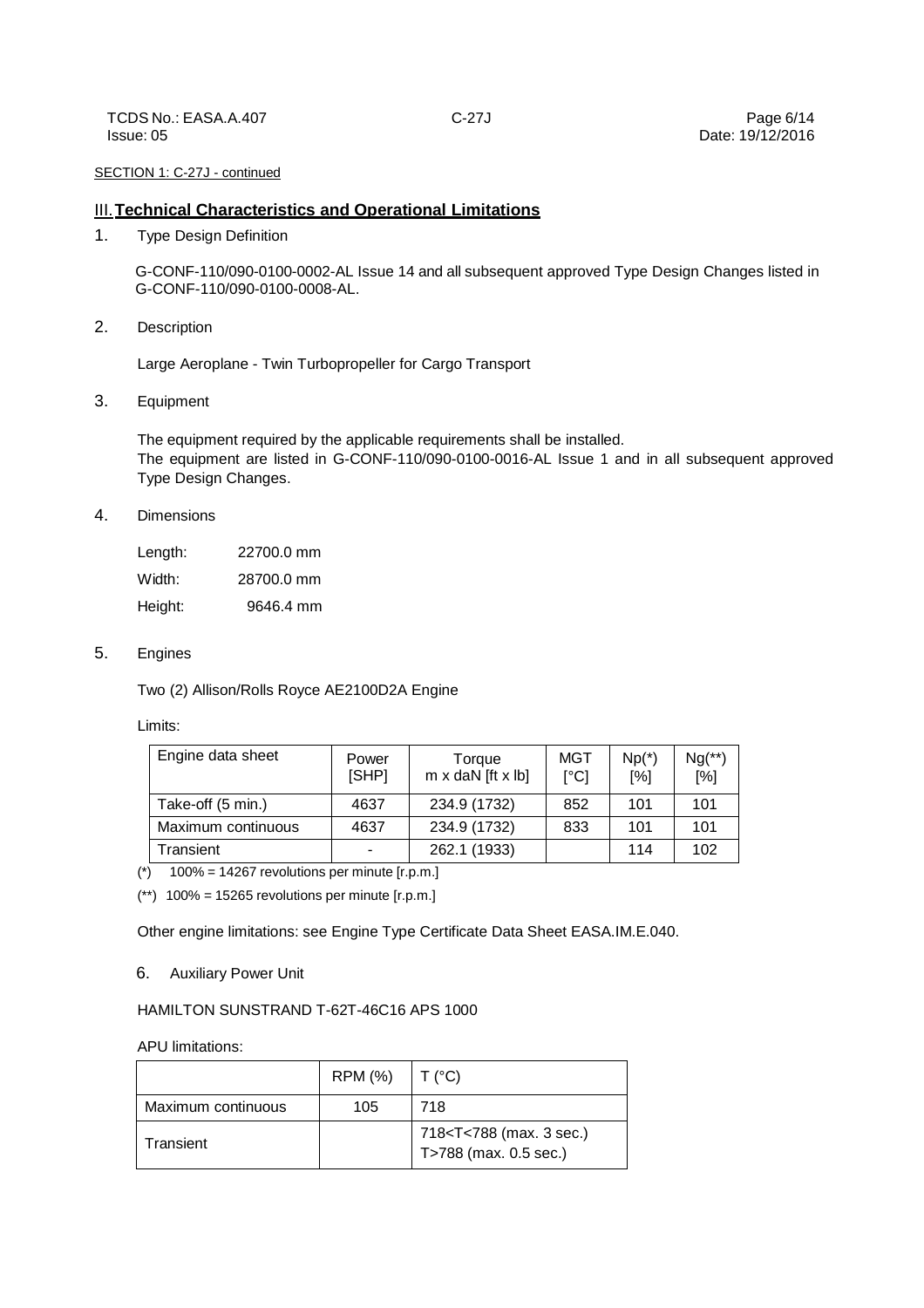SECTION 1: C-27J - continued

## III. Technical Characteristics and Operational Limitations

1. Type Design Definition

   G-CONF-110/090-0100-0002-AL Issue 14 and all subsequent approved Type Design Changes listed in G-CONF-110/090-0100-0008-AL.

2. Description

   Large Aeroplane - Twin Turbopropeller for Cargo Transport

3. Equipment

   The equipment required by the applicable requirements shall be installed.
   The equipment are listed in G-CONF-110/090-0100-0016-AL Issue 1 and in all subsequent approved Type Design Changes.

4. Dimensions

   | | |
   |---|---|
   | Length: | 22700.0 mm |
   | Width: | 28700.0 mm |
   | Height: | 9646.4 mm |

5. Engines

   Two (2) Allison/Rolls Royce AE2100D2A Engine

   Limits:

   | Engine data sheet | Power [SHP] | Torque m x daN [ft x lb] | MGT [°C] | Np(*) [%] | Ng(**) [%] |
   |---|---|---|---|---|---|
   | Take-off (5 min.) | 4637 | 234.9 (1732) | 852 | 101 | 101 |
   | Maximum continuous | 4637 | 234.9 (1732) | 833 | 101 | 101 |
   | Transient | - | 262.1 (1933) | | 114 | 102 |

   (*) 100% = 14267 revolutions per minute [r.p.m.]

   (**) 100% = 15265 revolutions per minute [r.p.m.]

   Other engine limitations: see Engine Type Certificate Data Sheet EASA.IM.E.040.

6. Auxiliary Power Unit

   HAMILTON SUNSTRAND T-62T-46C16 APS 1000

   APU limitations:

   | | RPM (%) | T (°C) |
   |---|---|---|
   | Maximum continuous | 105 | 718 |
   | Transient | | 718<T<788 (max. 3 sec.)<br>T>788 (max. 0.5 sec.) |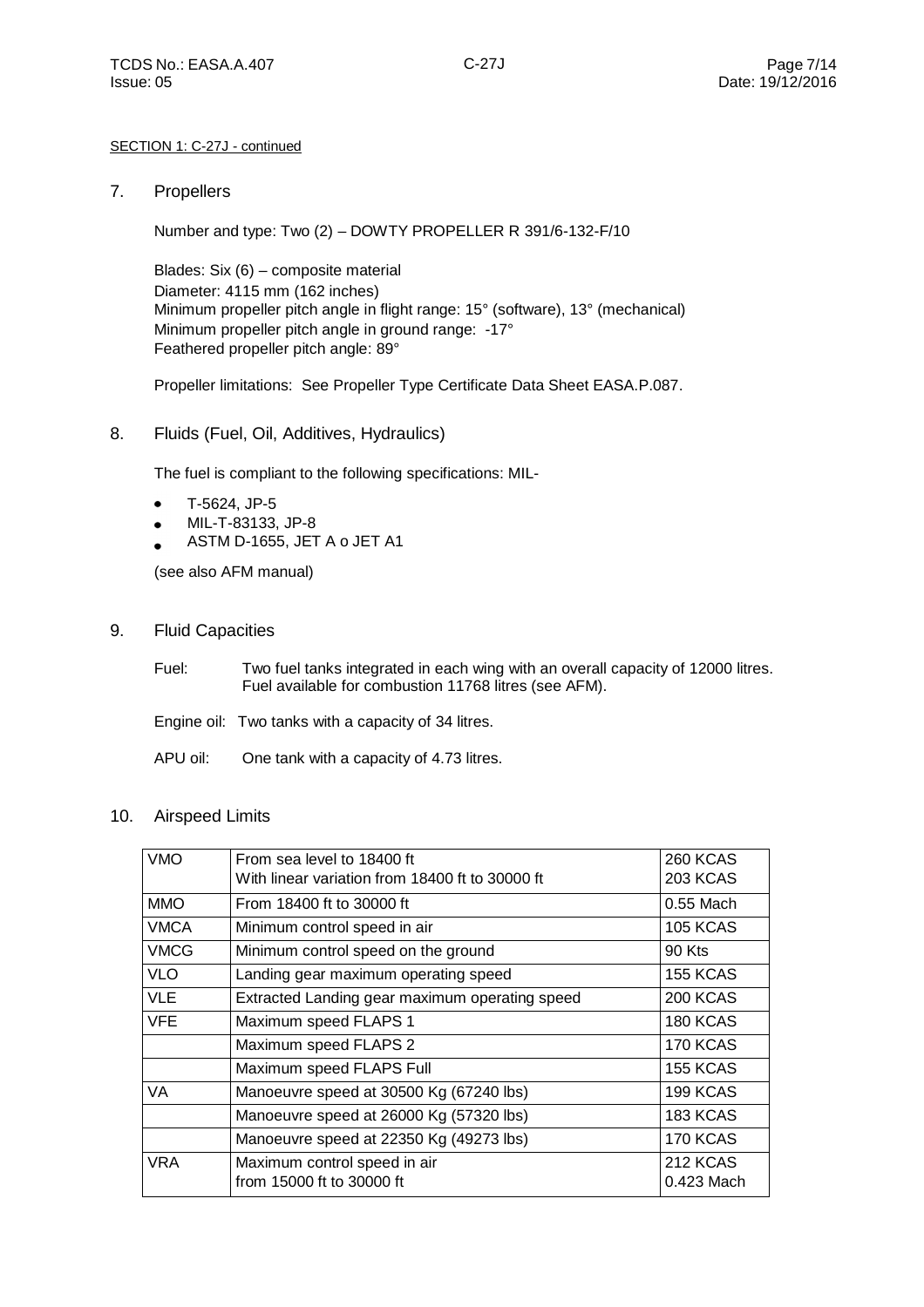SECTION 1: C-27J - continued

## 7. Propellers

Number and type: Two (2) – DOWTY PROPELLER R 391/6-132-F/10

Blades: Six (6) – composite material
Diameter: 4115 mm (162 inches)
Minimum propeller pitch angle in flight range: 15° (software), 13° (mechanical)
Minimum propeller pitch angle in ground range: -17°
Feathered propeller pitch angle: 89°

Propeller limitations: See Propeller Type Certificate Data Sheet EASA.P.087.

## 8. Fluids (Fuel, Oil, Additives, Hydraulics)

The fuel is compliant to the following specifications: MIL-

- T-5624, JP-5
- MIL-T-83133, JP-8
- ASTM D-1655, JET A o JET A1

(see also AFM manual)

## 9. Fluid Capacities

Fuel: Two fuel tanks integrated in each wing with an overall capacity of 12000 litres. Fuel available for combustion 11768 litres (see AFM).

Engine oil: Two tanks with a capacity of 34 litres.

APU oil: One tank with a capacity of 4.73 litres.

## 10. Airspeed Limits

| | | |
|---|---|---|
| VMO | From sea level to 18400 ft<br>With linear variation from 18400 ft to 30000 ft | 260 KCAS<br>203 KCAS |
| MMO | From 18400 ft to 30000 ft | 0.55 Mach |
| VMCA | Minimum control speed in air | 105 KCAS |
| VMCG | Minimum control speed on the ground | 90 Kts |
| VLO | Landing gear maximum operating speed | 155 KCAS |
| VLE | Extracted Landing gear maximum operating speed | 200 KCAS |
| VFE | Maximum speed FLAPS 1 | 180 KCAS |
| | Maximum speed FLAPS 2 | 170 KCAS |
| | Maximum speed FLAPS Full | 155 KCAS |
| VA | Manoeuvre speed at 30500 Kg (67240 lbs) | 199 KCAS |
| | Manoeuvre speed at 26000 Kg (57320 lbs) | 183 KCAS |
| | Manoeuvre speed at 22350 Kg (49273 lbs) | 170 KCAS |
| VRA | Maximum control speed in air<br>from 15000 ft to 30000 ft | 212 KCAS<br>0.423 Mach |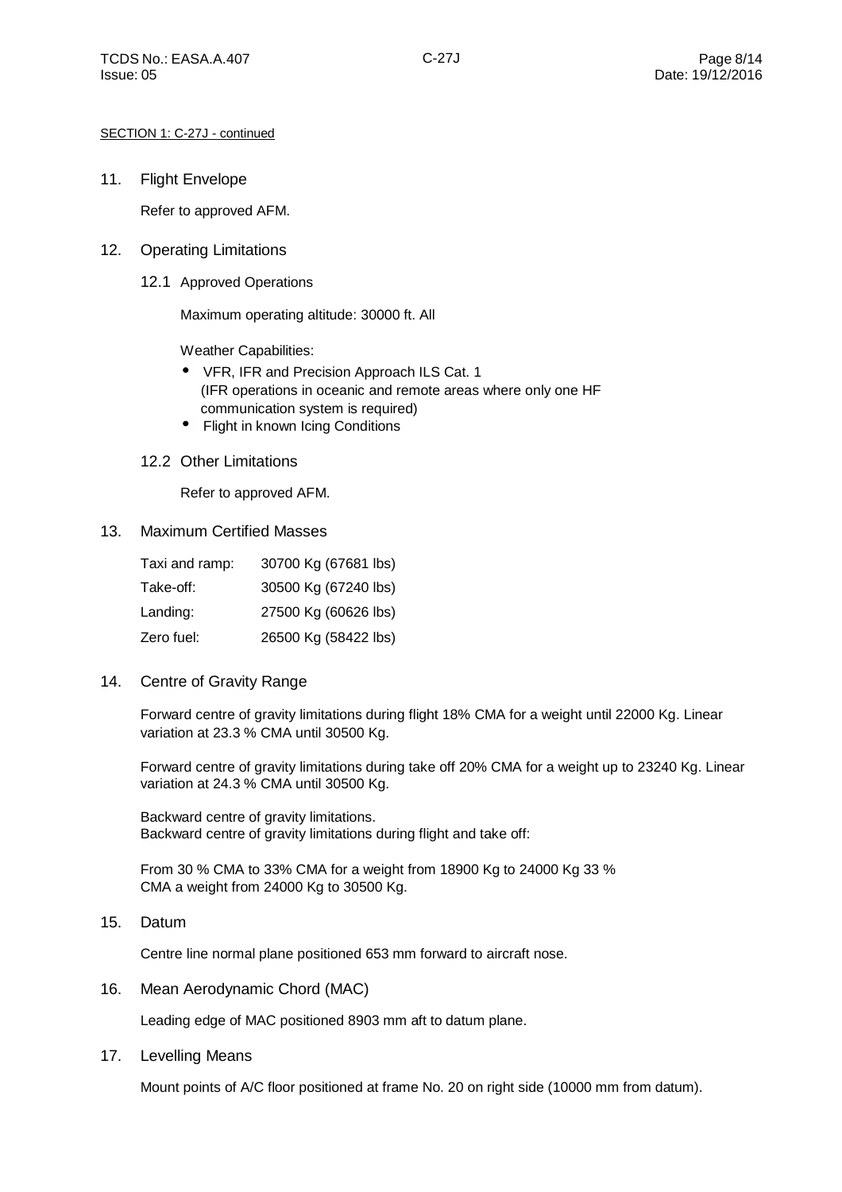SECTION 1: C-27J - continued

## 11. Flight Envelope

Refer to approved AFM.

## 12. Operating Limitations

### 12.1 Approved Operations

Maximum operating altitude: 30000 ft. All

Weather Capabilities:

- VFR, IFR and Precision Approach ILS Cat. 1 (IFR operations in oceanic and remote areas where only one HF communication system is required)
- Flight in known Icing Conditions

### 12.2 Other Limitations

Refer to approved AFM.

## 13. Maximum Certified Masses

| | |
|---|---|
| Taxi and ramp: | 30700 Kg (67681 lbs) |
| Take-off: | 30500 Kg (67240 lbs) |
| Landing: | 27500 Kg (60626 lbs) |
| Zero fuel: | 26500 Kg (58422 lbs) |

## 14. Centre of Gravity Range

Forward centre of gravity limitations during flight 18% CMA for a weight until 22000 Kg. Linear variation at 23.3 % CMA until 30500 Kg.

Forward centre of gravity limitations during take off 20% CMA for a weight up to 23240 Kg. Linear variation at 24.3 % CMA until 30500 Kg.

Backward centre of gravity limitations.
Backward centre of gravity limitations during flight and take off:

From 30 % CMA to 33% CMA for a weight from 18900 Kg to 24000 Kg 33 % CMA a weight from 24000 Kg to 30500 Kg.

## 15. Datum

Centre line normal plane positioned 653 mm forward to aircraft nose.

## 16. Mean Aerodynamic Chord (MAC)

Leading edge of MAC positioned 8903 mm aft to datum plane.

## 17. Levelling Means

Mount points of A/C floor positioned at frame No. 20 on right side (10000 mm from datum).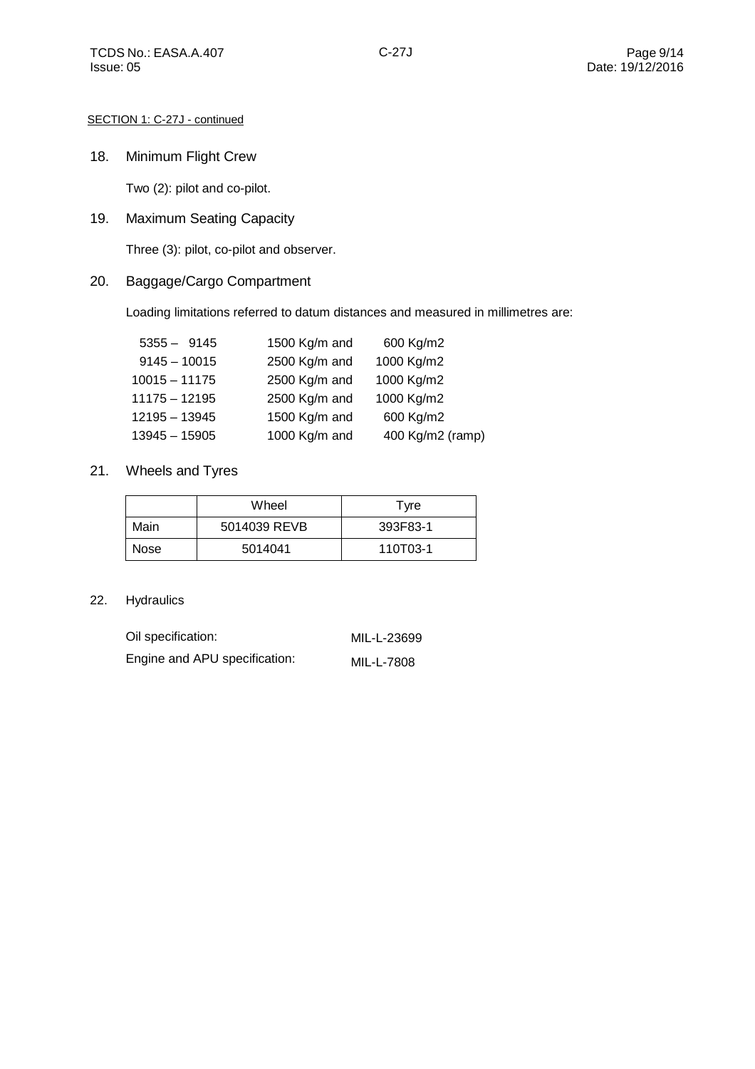SECTION 1: C-27J - continued

18. Minimum Flight Crew

Two (2): pilot and co-pilot.

19. Maximum Seating Capacity

Three (3): pilot, co-pilot and observer.

20. Baggage/Cargo Compartment

Loading limitations referred to datum distances and measured in millimetres are:

| | | |
|---|---|---|
| 5355 – 9145 | 1500 Kg/m and | 600 Kg/m2 |
| 9145 – 10015 | 2500 Kg/m and | 1000 Kg/m2 |
| 10015 – 11175 | 2500 Kg/m and | 1000 Kg/m2 |
| 11175 – 12195 | 2500 Kg/m and | 1000 Kg/m2 |
| 12195 – 13945 | 1500 Kg/m and | 600 Kg/m2 |
| 13945 – 15905 | 1000 Kg/m and | 400 Kg/m2 (ramp) |

21. Wheels and Tyres

| | Wheel | Tyre |
|---|---|---|
| Main | 5014039 REVB | 393F83-1 |
| Nose | 5014041 | 110T03-1 |

22. Hydraulics

| | |
|---|---|
| Oil specification: | MIL-L-23699 |
| Engine and APU specification: | MIL-L-7808 |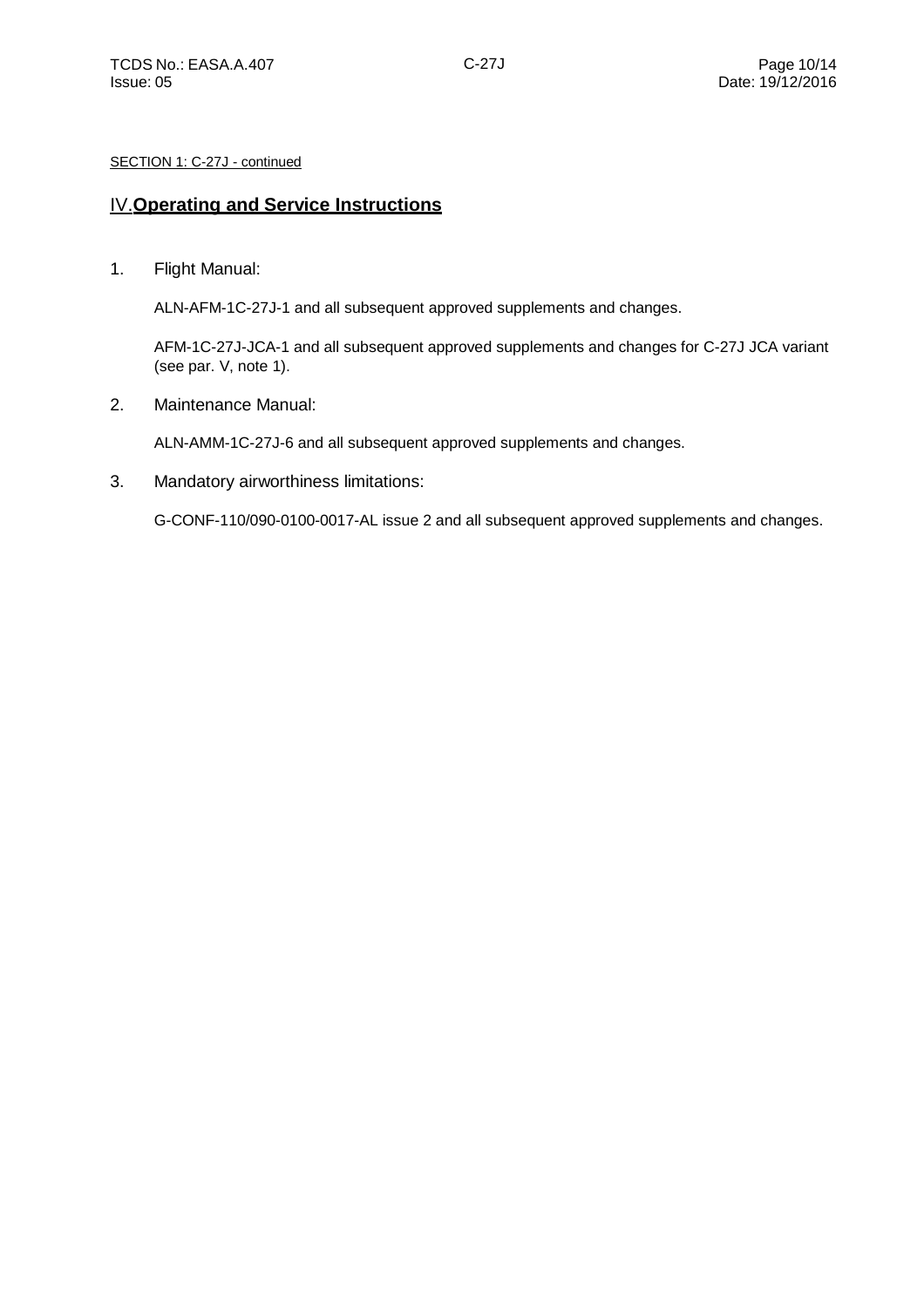SECTION 1: C-27J - continued

## IV. Operating and Service Instructions

1. Flight Manual:

   ALN-AFM-1C-27J-1 and all subsequent approved supplements and changes.

   AFM-1C-27J-JCA-1 and all subsequent approved supplements and changes for C-27J JCA variant (see par. V, note 1).

2. Maintenance Manual:

   ALN-AMM-1C-27J-6 and all subsequent approved supplements and changes.

3. Mandatory airworthiness limitations:

   G-CONF-110/090-0100-0017-AL issue 2 and all subsequent approved supplements and changes.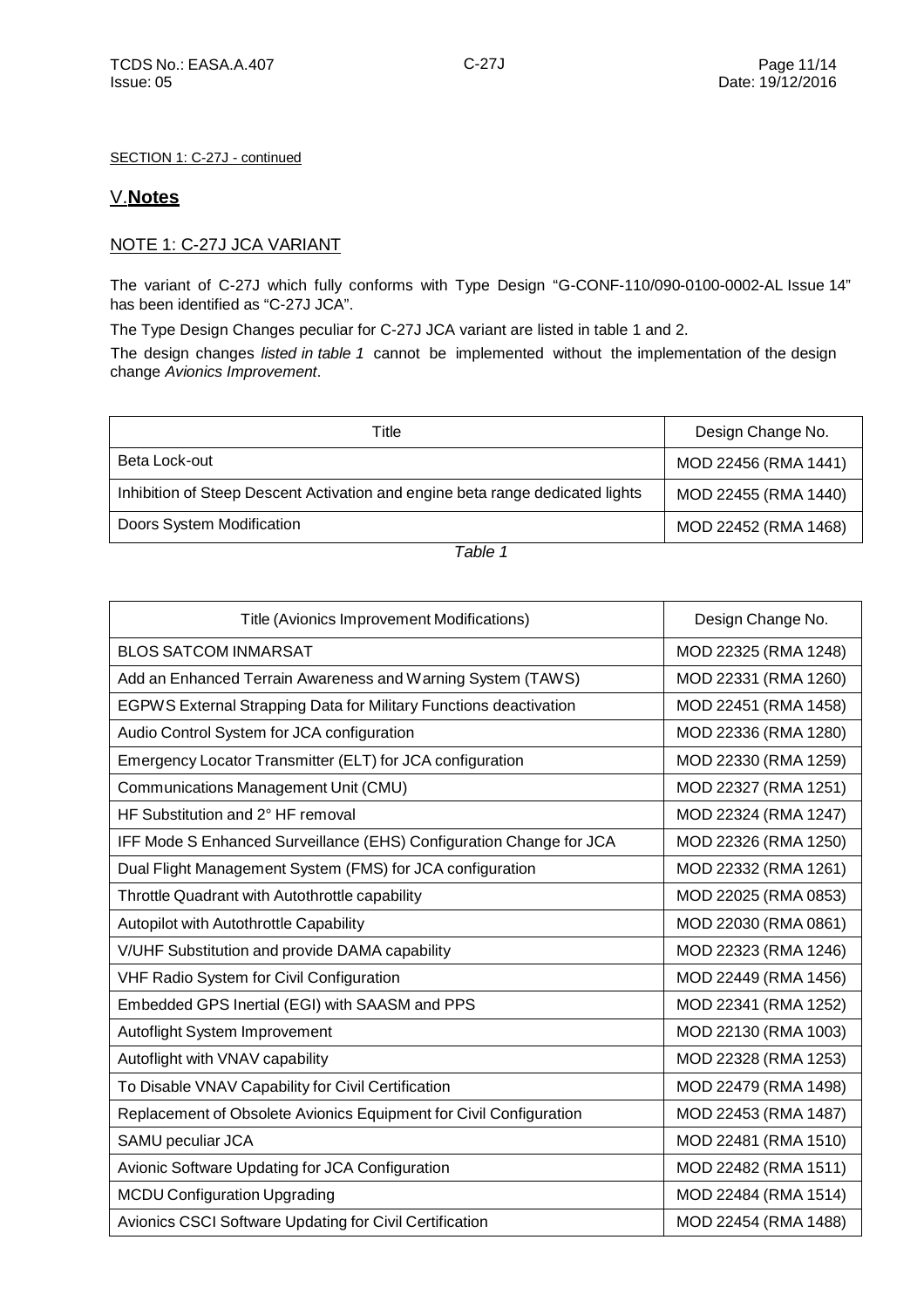SECTION 1: C-27J - continued

## V. **Notes**

### NOTE 1: C-27J JCA VARIANT

The variant of C-27J which fully conforms with Type Design "G-CONF-110/090-0100-0002-AL Issue 14" has been identified as "C-27J JCA".

The Type Design Changes peculiar for C-27J JCA variant are listed in table 1 and 2.

The design changes *listed in table 1* cannot be implemented without the implementation of the design change *Avionics Improvement*.

| Title | Design Change No. |
|---|---|
| Beta Lock-out | MOD 22456 (RMA 1441) |
| Inhibition of Steep Descent Activation and engine beta range dedicated lights | MOD 22455 (RMA 1440) |
| Doors System Modification | MOD 22452 (RMA 1468) |

*Table 1*

| Title (Avionics Improvement Modifications) | Design Change No. |
|---|---|
| BLOS SATCOM INMARSAT | MOD 22325 (RMA 1248) |
| Add an Enhanced Terrain Awareness and Warning System (TAWS) | MOD 22331 (RMA 1260) |
| EGPWS External Strapping Data for Military Functions deactivation | MOD 22451 (RMA 1458) |
| Audio Control System for JCA configuration | MOD 22336 (RMA 1280) |
| Emergency Locator Transmitter (ELT) for JCA configuration | MOD 22330 (RMA 1259) |
| Communications Management Unit (CMU) | MOD 22327 (RMA 1251) |
| HF Substitution and 2° HF removal | MOD 22324 (RMA 1247) |
| IFF Mode S Enhanced Surveillance (EHS) Configuration Change for JCA | MOD 22326 (RMA 1250) |
| Dual Flight Management System (FMS) for JCA configuration | MOD 22332 (RMA 1261) |
| Throttle Quadrant with Autothrottle capability | MOD 22025 (RMA 0853) |
| Autopilot with Autothrottle Capability | MOD 22030 (RMA 0861) |
| V/UHF Substitution and provide DAMA capability | MOD 22323 (RMA 1246) |
| VHF Radio System for Civil Configuration | MOD 22449 (RMA 1456) |
| Embedded GPS Inertial (EGI) with SAASM and PPS | MOD 22341 (RMA 1252) |
| Autoflight System Improvement | MOD 22130 (RMA 1003) |
| Autoflight with VNAV capability | MOD 22328 (RMA 1253) |
| To Disable VNAV Capability for Civil Certification | MOD 22479 (RMA 1498) |
| Replacement of Obsolete Avionics Equipment for Civil Configuration | MOD 22453 (RMA 1487) |
| SAMU peculiar JCA | MOD 22481 (RMA 1510) |
| Avionic Software Updating for JCA Configuration | MOD 22482 (RMA 1511) |
| MCDU Configuration Upgrading | MOD 22484 (RMA 1514) |
| Avionics CSCI Software Updating for Civil Certification | MOD 22454 (RMA 1488) |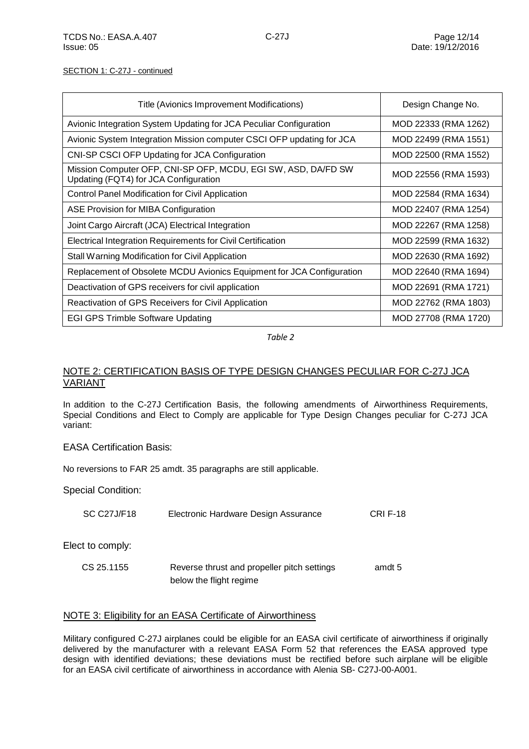SECTION 1: C-27J - continued

| Title (Avionics Improvement Modifications) | Design Change No. |
|---|---|
| Avionic Integration System Updating for JCA Peculiar Configuration | MOD 22333 (RMA 1262) |
| Avionic System Integration Mission computer CSCI OFP updating for JCA | MOD 22499 (RMA 1551) |
| CNI-SP CSCI OFP Updating for JCA Configuration | MOD 22500 (RMA 1552) |
| Mission Computer OFP, CNI-SP OFP, MCDU, EGI SW, ASD, DA/FD SW Updating (FQT4) for JCA Configuration | MOD 22556 (RMA 1593) |
| Control Panel Modification for Civil Application | MOD 22584 (RMA 1634) |
| ASE Provision for MIBA Configuration | MOD 22407 (RMA 1254) |
| Joint Cargo Aircraft (JCA) Electrical Integration | MOD 22267 (RMA 1258) |
| Electrical Integration Requirements for Civil Certification | MOD 22599 (RMA 1632) |
| Stall Warning Modification for Civil Application | MOD 22630 (RMA 1692) |
| Replacement of Obsolete MCDU Avionics Equipment for JCA Configuration | MOD 22640 (RMA 1694) |
| Deactivation of GPS receivers for civil application | MOD 22691 (RMA 1721) |
| Reactivation of GPS Receivers for Civil Application | MOD 22762 (RMA 1803) |
| EGI GPS Trimble Software Updating | MOD 27708 (RMA 1720) |

*Table 2*

## NOTE 2: CERTIFICATION BASIS OF TYPE DESIGN CHANGES PECULIAR FOR C-27J JCA VARIANT

In addition to the C-27J Certification Basis, the following amendments of Airworthiness Requirements, Special Conditions and Elect to Comply are applicable for Type Design Changes peculiar for C-27J JCA variant:

EASA Certification Basis:

No reversions to FAR 25 amdt. 35 paragraphs are still applicable.

Special Condition:

| | | |
|---|---|---|
| SC C27J/F18 | Electronic Hardware Design Assurance | CRI F-18 |

Elect to comply:

| | | |
|---|---|---|
| CS 25.1155 | Reverse thrust and propeller pitch settings below the flight regime | amdt 5 |

## NOTE 3: Eligibility for an EASA Certificate of Airworthiness

Military configured C-27J airplanes could be eligible for an EASA civil certificate of airworthiness if originally delivered by the manufacturer with a relevant EASA Form 52 that references the EASA approved type design with identified deviations; these deviations must be rectified before such airplane will be eligible for an EASA civil certificate of airworthiness in accordance with Alenia SB- C27J-00-A001.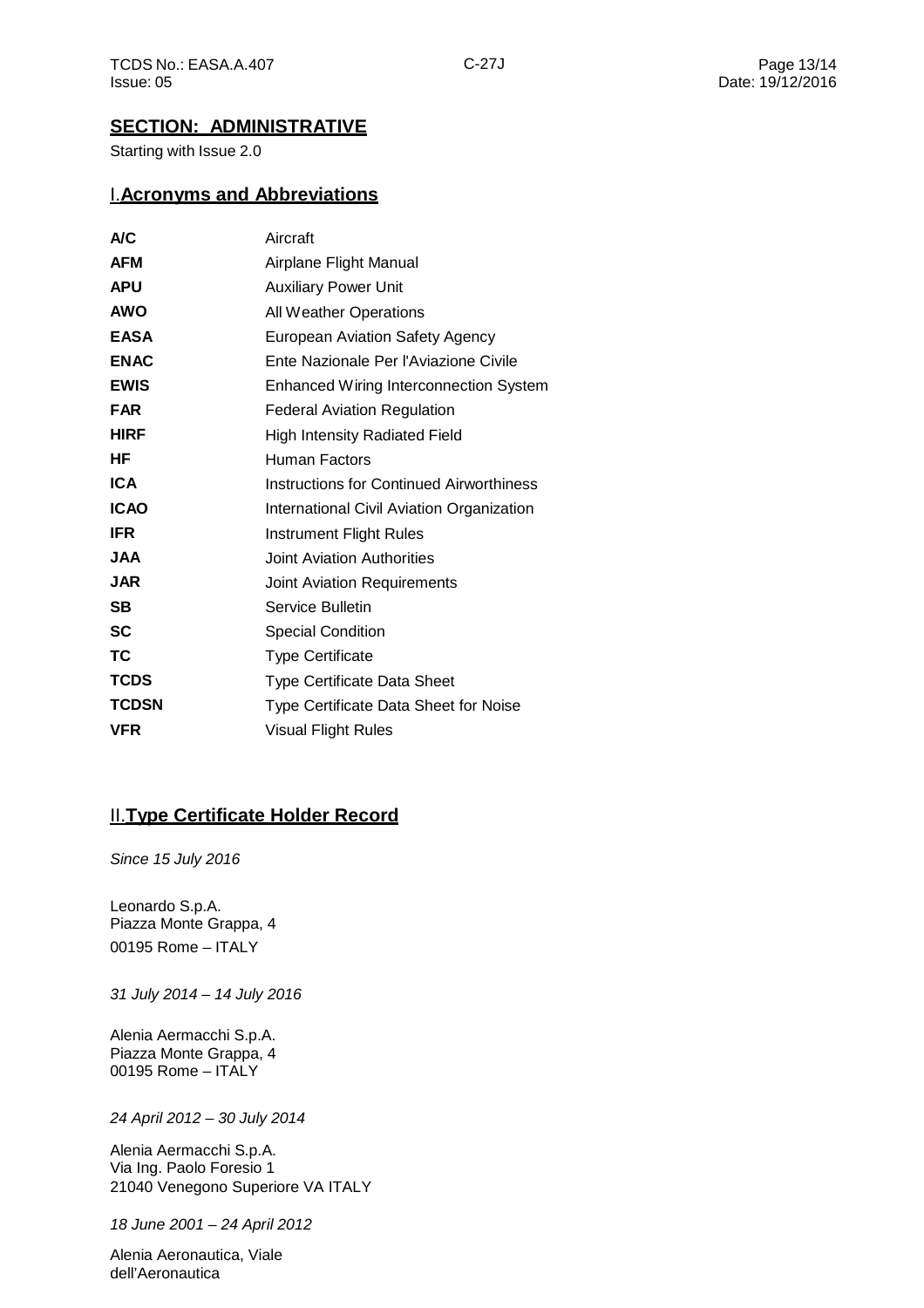## SECTION: ADMINISTRATIVE

Starting with Issue 2.0

### I. Acronyms and Abbreviations

| | |
|---|---|
| **A/C** | Aircraft |
| **AFM** | Airplane Flight Manual |
| **APU** | Auxiliary Power Unit |
| **AWO** | All Weather Operations |
| **EASA** | European Aviation Safety Agency |
| **ENAC** | Ente Nazionale Per l'Aviazione Civile |
| **EWIS** | Enhanced Wiring Interconnection System |
| **FAR** | Federal Aviation Regulation |
| **HIRF** | High Intensity Radiated Field |
| **HF** | Human Factors |
| **ICA** | Instructions for Continued Airworthiness |
| **ICAO** | International Civil Aviation Organization |
| **IFR** | Instrument Flight Rules |
| **JAA** | Joint Aviation Authorities |
| **JAR** | Joint Aviation Requirements |
| **SB** | Service Bulletin |
| **SC** | Special Condition |
| **TC** | Type Certificate |
| **TCDS** | Type Certificate Data Sheet |
| **TCDSN** | Type Certificate Data Sheet for Noise |
| **VFR** | Visual Flight Rules |

### II. Type Certificate Holder Record

*Since 15 July 2016*

Leonardo S.p.A.
Piazza Monte Grappa, 4
00195 Rome – ITALY

*31 July 2014 – 14 July 2016*

Alenia Aermacchi S.p.A.
Piazza Monte Grappa, 4
00195 Rome – ITALY

*24 April 2012 – 30 July 2014*

Alenia Aermacchi S.p.A.
Via Ing. Paolo Foresio 1
21040 Venegono Superiore VA ITALY

*18 June 2001 – 24 April 2012*

Alenia Aeronautica, Viale
dell'Aeronautica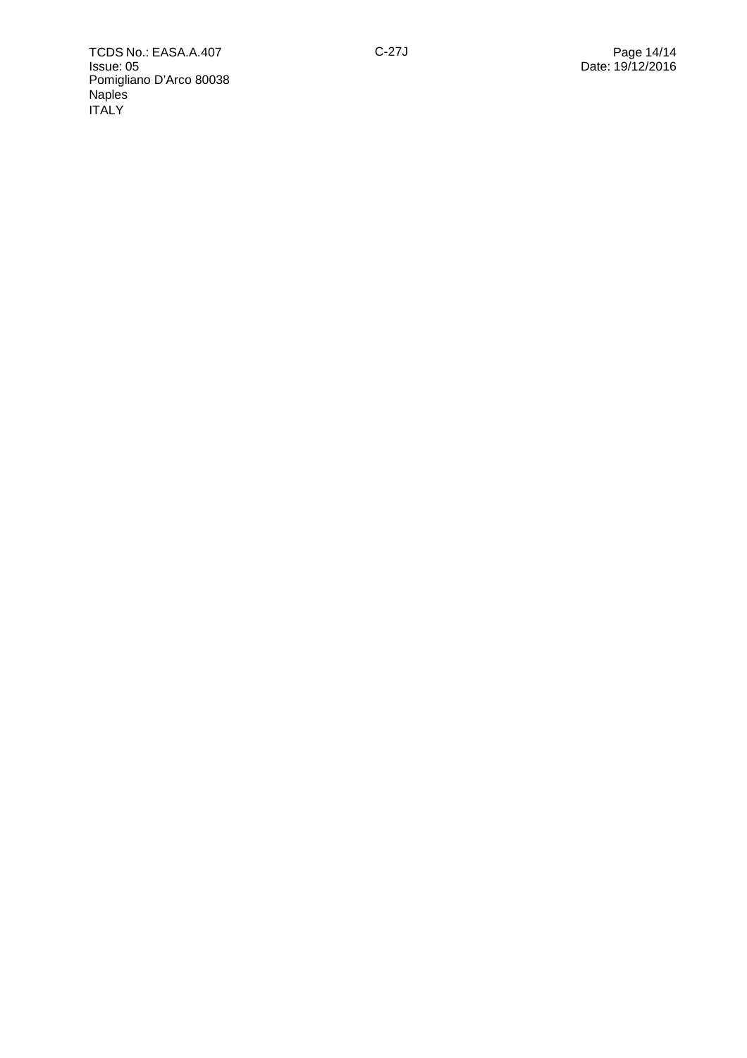Pomigliano D'Arco 80038
Naples
ITALY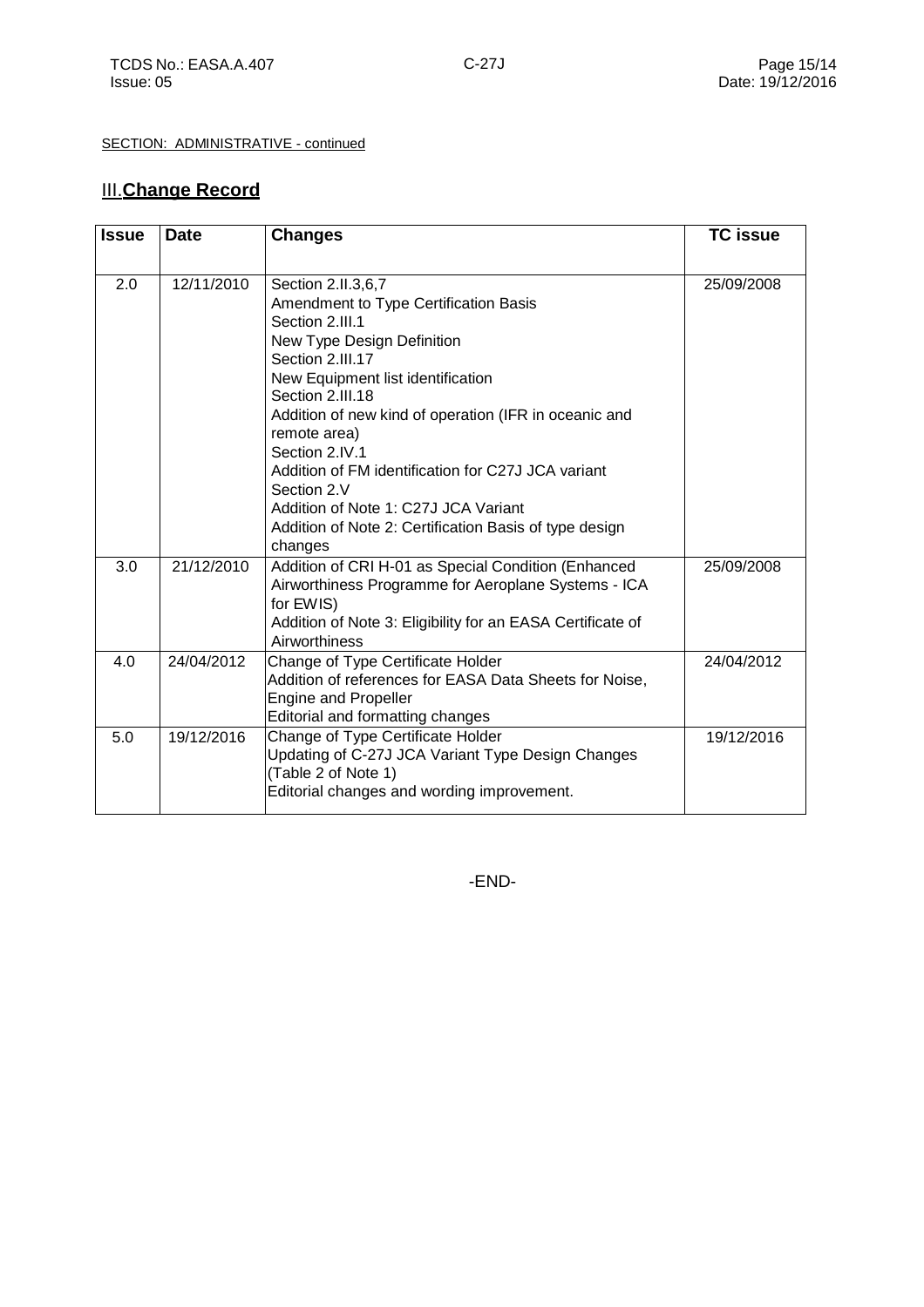SECTION: ADMINISTRATIVE - continued

## III. **Change Record**

| Issue | Date | Changes | TC issue |
|---|---|---|---|
| 2.0 | 12/11/2010 | Section 2.II.3,6,7<br>Amendment to Type Certification Basis<br>Section 2.III.1<br>New Type Design Definition<br>Section 2.III.17<br>New Equipment list identification<br>Section 2.III.18<br>Addition of new kind of operation (IFR in oceanic and remote area)<br>Section 2.IV.1<br>Addition of FM identification for C27J JCA variant<br>Section 2.V<br>Addition of Note 1: C27J JCA Variant<br>Addition of Note 2: Certification Basis of type design changes | 25/09/2008 |
| 3.0 | 21/12/2010 | Addition of CRI H-01 as Special Condition (Enhanced Airworthiness Programme for Aeroplane Systems - ICA for EWIS)<br>Addition of Note 3: Eligibility for an EASA Certificate of Airworthiness | 25/09/2008 |
| 4.0 | 24/04/2012 | Change of Type Certificate Holder<br>Addition of references for EASA Data Sheets for Noise, Engine and Propeller<br>Editorial and formatting changes | 24/04/2012 |
| 5.0 | 19/12/2016 | Change of Type Certificate Holder<br>Updating of C-27J JCA Variant Type Design Changes (Table 2 of Note 1)<br>Editorial changes and wording improvement. | 19/12/2016 |

-END-